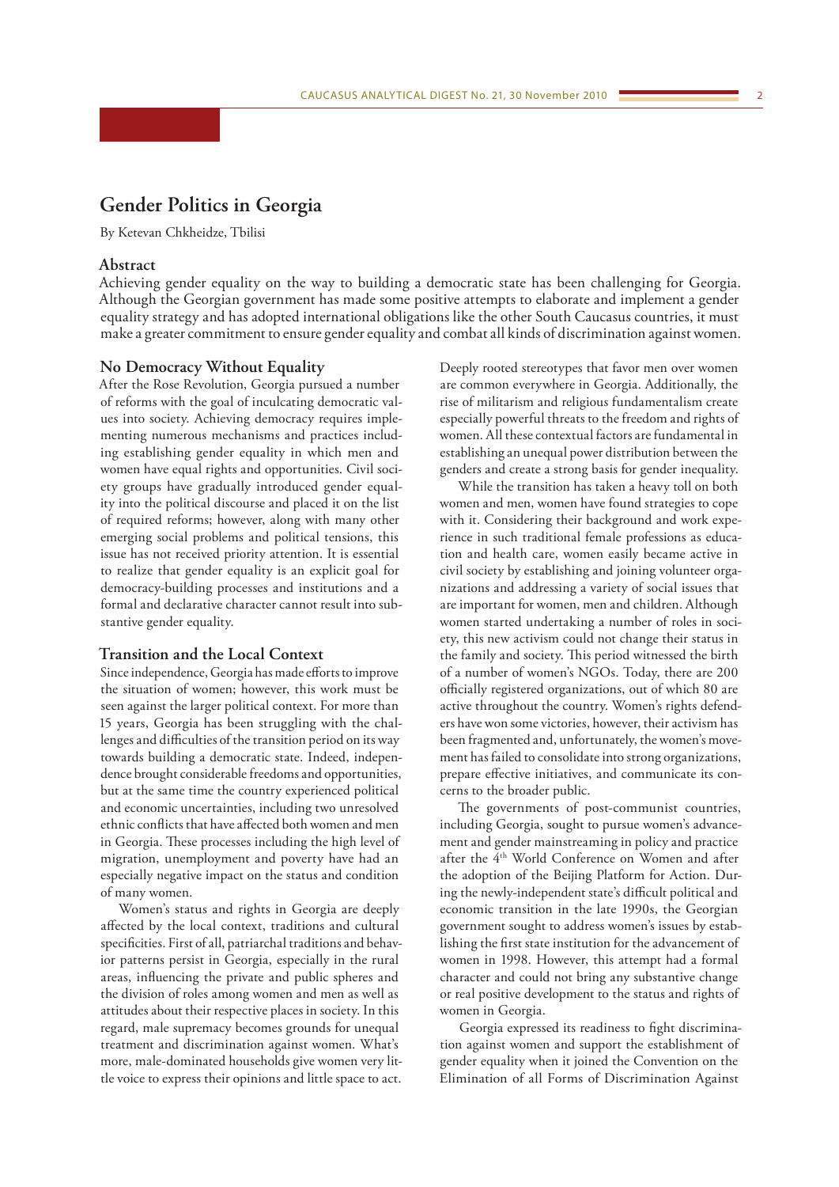# Gender Politics in Georgia

By Ketevan Chkheidze, Tbilisi

## Abstract

Achieving gender equality on the way to building a democratic state has been challenging for Georgia. Although the Georgian government has made some positive attempts to elaborate and implement a gender equality strategy and has adopted international obligations like the other South Caucasus countries, it must make a greater commitment to ensure gender equality and combat all kinds of discrimination against women.

## No Democracy Without Equality

After the Rose Revolution, Georgia pursued a number of reforms with the goal of inculcating democratic values into society. Achieving democracy requires implementing numerous mechanisms and practices including establishing gender equality in which men and women have equal rights and opportunities. Civil society groups have gradually introduced gender equality into the political discourse and placed it on the list of required reforms; however, along with many other emerging social problems and political tensions, this issue has not received priority attention. It is essential to realize that gender equality is an explicit goal for democracy-building processes and institutions and a formal and declarative character cannot result into substantive gender equality.

## Transition and the Local Context

Since independence, Georgia has made efforts to improve the situation of women; however, this work must be seen against the larger political context. For more than 15 years, Georgia has been struggling with the challenges and difficulties of the transition period on its way towards building a democratic state. Indeed, independence brought considerable freedoms and opportunities, but at the same time the country experienced political and economic uncertainties, including two unresolved ethnic conflicts that have affected both women and men in Georgia. These processes including the high level of migration, unemployment and poverty have had an especially negative impact on the status and condition of many women.

Women's status and rights in Georgia are deeply affected by the local context, traditions and cultural specificities. First of all, patriarchal traditions and behavior patterns persist in Georgia, especially in the rural areas, influencing the private and public spheres and the division of roles among women and men as well as attitudes about their respective places in society. In this regard, male supremacy becomes grounds for unequal treatment and discrimination against women. What's more, male-dominated households give women very little voice to express their opinions and little space to act. Deeply rooted stereotypes that favor men over women are common everywhere in Georgia. Additionally, the rise of militarism and religious fundamentalism create especially powerful threats to the freedom and rights of women. All these contextual factors are fundamental in establishing an unequal power distribution between the genders and create a strong basis for gender inequality.

While the transition has taken a heavy toll on both women and men, women have found strategies to cope with it. Considering their background and work experience in such traditional female professions as education and health care, women easily became active in civil society by establishing and joining volunteer organizations and addressing a variety of social issues that are important for women, men and children. Although women started undertaking a number of roles in society, this new activism could not change their status in the family and society. This period witnessed the birth of a number of women's NGOs. Today, there are 200 officially registered organizations, out of which 80 are active throughout the country. Women's rights defenders have won some victories, however, their activism has been fragmented and, unfortunately, the women's movement has failed to consolidate into strong organizations, prepare effective initiatives, and communicate its concerns to the broader public.

The governments of post-communist countries, including Georgia, sought to pursue women's advancement and gender mainstreaming in policy and practice after the 4th World Conference on Women and after the adoption of the Beijing Platform for Action. During the newly-independent state's difficult political and economic transition in the late 1990s, the Georgian government sought to address women's issues by establishing the first state institution for the advancement of women in 1998. However, this attempt had a formal character and could not bring any substantive change or real positive development to the status and rights of women in Georgia.

Georgia expressed its readiness to fight discrimination against women and support the establishment of gender equality when it joined the Convention on the Elimination of all Forms of Discrimination Against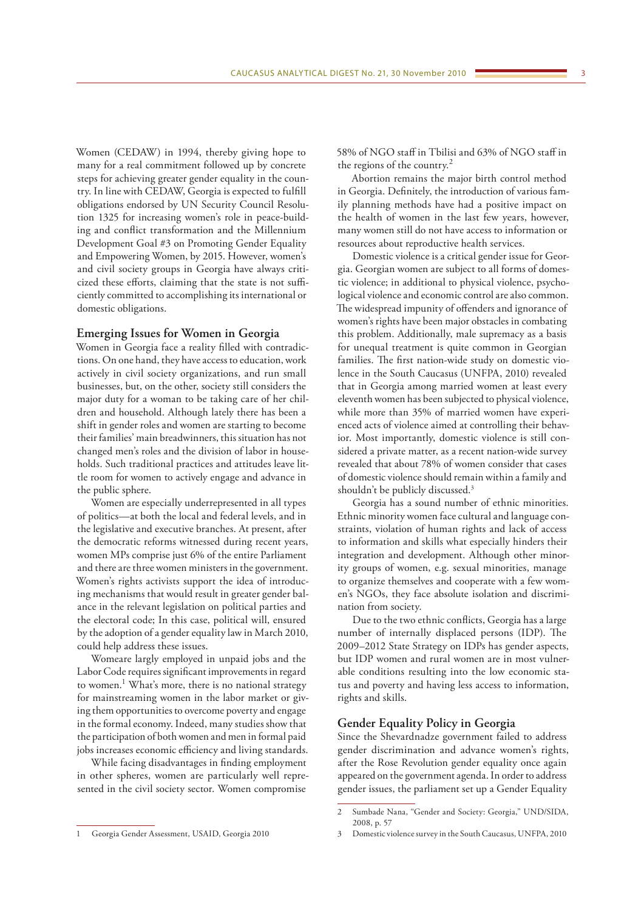Women (CEDAW) in 1994, thereby giving hope to many for a real commitment followed up by concrete steps for achieving greater gender equality in the country. In line with CEDAW, Georgia is expected to fulfill obligations endorsed by UN Security Council Resolution 1325 for increasing women's role in peace-building and conflict transformation and the Millennium Development Goal #3 on Promoting Gender Equality and Empowering Women, by 2015. However, women's and civil society groups in Georgia have always criticized these efforts, claiming that the state is not sufficiently committed to accomplishing its international or domestic obligations.

## Emerging Issues for Women in Georgia

Women in Georgia face a reality filled with contradictions. On one hand, they have access to education, work actively in civil society organizations, and run small businesses, but, on the other, society still considers the major duty for a woman to be taking care of her children and household. Although lately there has been a shift in gender roles and women are starting to become their families' main breadwinners, this situation has not changed men's roles and the division of labor in households. Such traditional practices and attitudes leave little room for women to actively engage and advance in the public sphere.

Women are especially underrepresented in all types of politics—at both the local and federal levels, and in the legislative and executive branches. At present, after the democratic reforms witnessed during recent years, women MPs comprise just 6% of the entire Parliament and there are three women ministers in the government. Women's rights activists support the idea of introducing mechanisms that would result in greater gender balance in the relevant legislation on political parties and the electoral code; In this case, political will, ensured by the adoption of a gender equality law in March 2010, could help address these issues.

Womeare largely employed in unpaid jobs and the Labor Code requires significant improvements in regard to women.[1] What's more, there is no national strategy for mainstreaming women in the labor market or giving them opportunities to overcome poverty and engage in the formal economy. Indeed, many studies show that the participation of both women and men in formal paid jobs increases economic efficiency and living standards.

While facing disadvantages in finding employment in other spheres, women are particularly well represented in the civil society sector. Women compromise 58% of NGO staff in Tbilisi and 63% of NGO staff in the regions of the country.[2]

Abortion remains the major birth control method in Georgia. Definitely, the introduction of various family planning methods have had a positive impact on the health of women in the last few years, however, many women still do not have access to information or resources about reproductive health services.

Domestic violence is a critical gender issue for Georgia. Georgian women are subject to all forms of domestic violence; in additional to physical violence, psychological violence and economic control are also common. The widespread impunity of offenders and ignorance of women's rights have been major obstacles in combating this problem. Additionally, male supremacy as a basis for unequal treatment is quite common in Georgian families. The first nation-wide study on domestic violence in the South Caucasus (UNFPA, 2010) revealed that in Georgia among married women at least every eleventh women has been subjected to physical violence, while more than 35% of married women have experienced acts of violence aimed at controlling their behavior. Most importantly, domestic violence is still considered a private matter, as a recent nation-wide survey revealed that about 78% of women consider that cases of domestic violence should remain within a family and shouldn't be publicly discussed.[3]

Georgia has a sound number of ethnic minorities. Ethnic minority women face cultural and language constraints, violation of human rights and lack of access to information and skills what especially hinders their integration and development. Although other minority groups of women, e.g. sexual minorities, manage to organize themselves and cooperate with a few women's NGOs, they face absolute isolation and discrimination from society.

Due to the two ethnic conflicts, Georgia has a large number of internally displaced persons (IDP). The 2009–2012 State Strategy on IDPs has gender aspects, but IDP women and rural women are in most vulnerable conditions resulting into the low economic status and poverty and having less access to information, rights and skills.

## Gender Equality Policy in Georgia

Since the Shevardnadze government failed to address gender discrimination and advance women's rights, after the Rose Revolution gender equality once again appeared on the government agenda. In order to address gender issues, the parliament set up a Gender Equality

---

1 Georgia Gender Assessment, USAID, Georgia 2010

2 Sumbade Nana, "Gender and Society: Georgia," UND/SIDA, 2008, p. 57

3 Domestic violence survey in the South Caucasus, UNFPA, 2010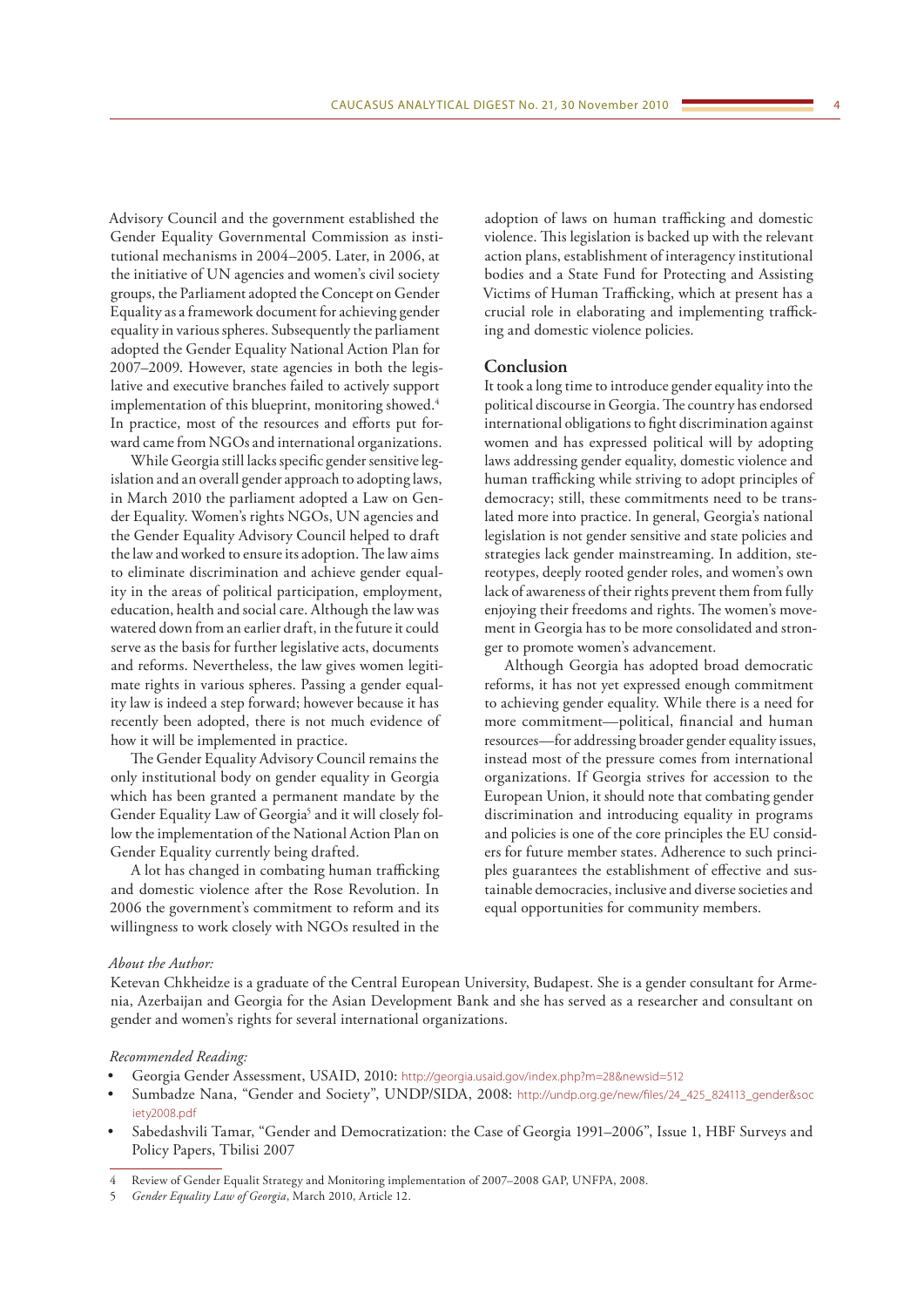Advisory Council and the government established the Gender Equality Governmental Commission as institutional mechanisms in 2004–2005. Later, in 2006, at the initiative of UN agencies and women's civil society groups, the Parliament adopted the Concept on Gender Equality as a framework document for achieving gender equality in various spheres. Subsequently the parliament adopted the Gender Equality National Action Plan for 2007–2009. However, state agencies in both the legislative and executive branches failed to actively support implementation of this blueprint, monitoring showed.[4] In practice, most of the resources and efforts put forward came from NGOs and international organizations.

While Georgia still lacks specific gender sensitive legislation and an overall gender approach to adopting laws, in March 2010 the parliament adopted a Law on Gender Equality. Women's rights NGOs, UN agencies and the Gender Equality Advisory Council helped to draft the law and worked to ensure its adoption. The law aims to eliminate discrimination and achieve gender equality in the areas of political participation, employment, education, health and social care. Although the law was watered down from an earlier draft, in the future it could serve as the basis for further legislative acts, documents and reforms. Nevertheless, the law gives women legitimate rights in various spheres. Passing a gender equality law is indeed a step forward; however because it has recently been adopted, there is not much evidence of how it will be implemented in practice.

The Gender Equality Advisory Council remains the only institutional body on gender equality in Georgia which has been granted a permanent mandate by the Gender Equality Law of Georgia[5] and it will closely follow the implementation of the National Action Plan on Gender Equality currently being drafted.

A lot has changed in combating human trafficking and domestic violence after the Rose Revolution. In 2006 the government's commitment to reform and its willingness to work closely with NGOs resulted in the adoption of laws on human trafficking and domestic violence. This legislation is backed up with the relevant action plans, establishment of interagency institutional bodies and a State Fund for Protecting and Assisting Victims of Human Trafficking, which at present has a crucial role in elaborating and implementing trafficking and domestic violence policies.

## Conclusion

It took a long time to introduce gender equality into the political discourse in Georgia. The country has endorsed international obligations to fight discrimination against women and has expressed political will by adopting laws addressing gender equality, domestic violence and human trafficking while striving to adopt principles of democracy; still, these commitments need to be translated more into practice. In general, Georgia's national legislation is not gender sensitive and state policies and strategies lack gender mainstreaming. In addition, stereotypes, deeply rooted gender roles, and women's own lack of awareness of their rights prevent them from fully enjoying their freedoms and rights. The women's movement in Georgia has to be more consolidated and stronger to promote women's advancement.

Although Georgia has adopted broad democratic reforms, it has not yet expressed enough commitment to achieving gender equality. While there is a need for more commitment—political, financial and human resources—for addressing broader gender equality issues, instead most of the pressure comes from international organizations. If Georgia strives for accession to the European Union, it should note that combating gender discrimination and introducing equality in programs and policies is one of the core principles the EU considers for future member states. Adherence to such principles guarantees the establishment of effective and sustainable democracies, inclusive and diverse societies and equal opportunities for community members.

*About the Author:*

Ketevan Chkheidze is a graduate of the Central European University, Budapest. She is a gender consultant for Armenia, Azerbaijan and Georgia for the Asian Development Bank and she has served as a researcher and consultant on gender and women's rights for several international organizations.

*Recommended Reading:*

- Georgia Gender Assessment, USAID, 2010: http://georgia.usaid.gov/index.php?m=28&newsid=512
- Sumbadze Nana, "Gender and Society", UNDP/SIDA, 2008: http://undp.org.ge/new/files/24_425_824113_gender&society2008.pdf
- Sabedashvili Tamar, "Gender and Democratization: the Case of Georgia 1991–2006", Issue 1, HBF Surveys and Policy Papers, Tbilisi 2007

4 Review of Gender Equalit Strategy and Monitoring implementation of 2007–2008 GAP, UNFPA, 2008.

5 *Gender Equality Law of Georgia*, March 2010, Article 12.